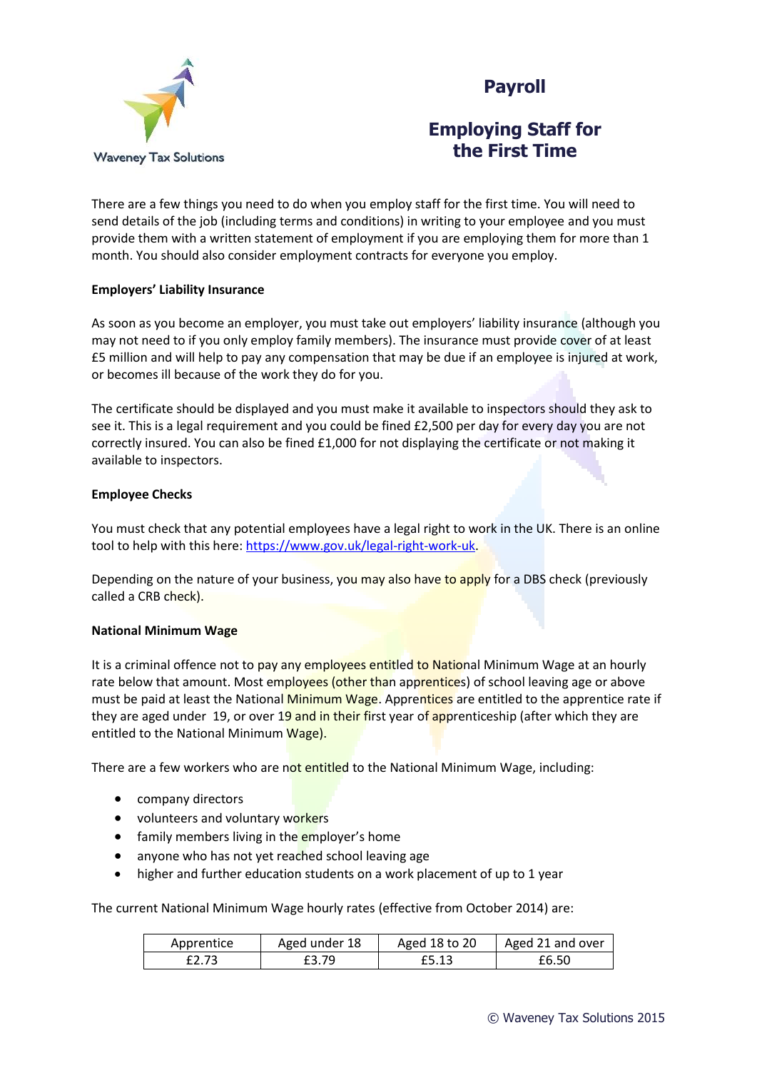Waveney Tax Solutions

# Payroll

## Employing Staff for the First Time

There are a few things you need to do when you employ staff for the first time. You will need to send details of the job (including terms and conditions) in writing to your employee and you must provide them with a written statement of employment if you are employing them for more than 1 month. You should also consider employment contracts for everyone you employ.

**Employers' Liability Insurance**

As soon as you become an employer, you must take out employers' liability insurance (although you may not need to if you only employ family members). The insurance must provide cover of at least £5 million and will help to pay any compensation that may be due if an employee is injured at work, or becomes ill because of the work they do for you.

The certificate should be displayed and you must make it available to inspectors should they ask to see it. This is a legal requirement and you could be fined £2,500 per day for every day you are not correctly insured. You can also be fined £1,000 for not displaying the certificate or not making it available to inspectors.

**Employee Checks**

You must check that any potential employees have a legal right to work in the UK. There is an online tool to help with this here: [https://www.gov.uk/legal-right-work-uk](https://www.gov.uk/legal-right-work-uk).

Depending on the nature of your business, you may also have to apply for a DBS check (previously called a CRB check).

**National Minimum Wage**

It is a criminal offence not to pay any employees entitled to National Minimum Wage at an hourly rate below that amount. Most employees (other than apprentices) of school leaving age or above must be paid at least the National Minimum Wage. Apprentices are entitled to the apprentice rate if they are aged under 19, or over 19 and in their first year of apprenticeship (after which they are entitled to the National Minimum Wage).

There are a few workers who are not entitled to the National Minimum Wage, including:

- company directors
- volunteers and voluntary workers
- family members living in the employer's home
- anyone who has not yet reached school leaving age
- higher and further education students on a work placement of up to 1 year

The current National Minimum Wage hourly rates (effective from October 2014) are:

| Apprentice | Aged under 18 | Aged 18 to 20 | Aged 21 and over |
|---|---|---|---|
| £2.73 | £3.79 | £5.13 | £6.50 |

© Waveney Tax Solutions 2015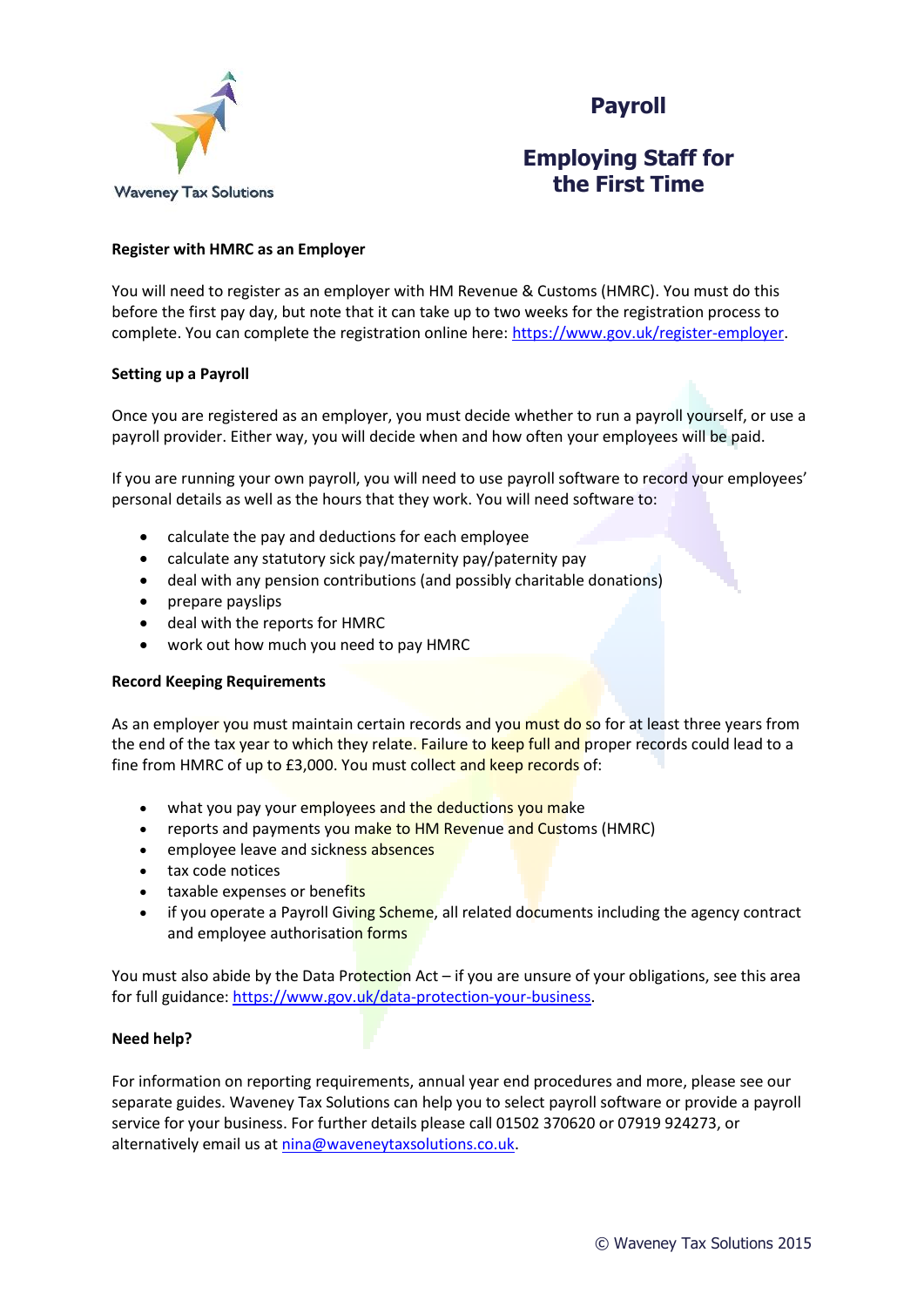Waveney Tax Solutions

# Payroll

## Employing Staff for the First Time

**Register with HMRC as an Employer**

You will need to register as an employer with HM Revenue & Customs (HMRC). You must do this before the first pay day, but note that it can take up to two weeks for the registration process to complete. You can complete the registration online here: https://www.gov.uk/register-employer.

**Setting up a Payroll**

Once you are registered as an employer, you must decide whether to run a payroll yourself, or use a payroll provider. Either way, you will decide when and how often your employees will be paid.

If you are running your own payroll, you will need to use payroll software to record your employees' personal details as well as the hours that they work. You will need software to:

- calculate the pay and deductions for each employee
- calculate any statutory sick pay/maternity pay/paternity pay
- deal with any pension contributions (and possibly charitable donations)
- prepare payslips
- deal with the reports for HMRC
- work out how much you need to pay HMRC

**Record Keeping Requirements**

As an employer you must maintain certain records and you must do so for at least three years from the end of the tax year to which they relate. Failure to keep full and proper records could lead to a fine from HMRC of up to £3,000. You must collect and keep records of:

- what you pay your employees and the deductions you make
- reports and payments you make to HM Revenue and Customs (HMRC)
- employee leave and sickness absences
- tax code notices
- taxable expenses or benefits
- if you operate a Payroll Giving Scheme, all related documents including the agency contract and employee authorisation forms

You must also abide by the Data Protection Act – if you are unsure of your obligations, see this area for full guidance: https://www.gov.uk/data-protection-your-business.

**Need help?**

For information on reporting requirements, annual year end procedures and more, please see our separate guides. Waveney Tax Solutions can help you to select payroll software or provide a payroll service for your business. For further details please call 01502 370620 or 07919 924273, or alternatively email us at nina@waveneytaxsolutions.co.uk.

© Waveney Tax Solutions 2015